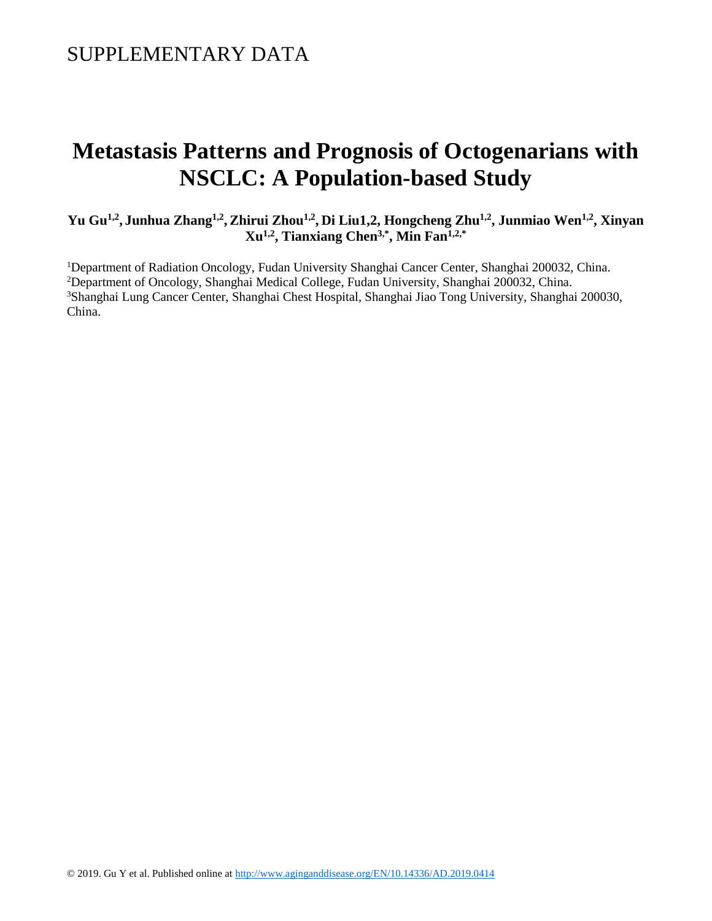SUPPLEMENTARY DATA

# Metastasis Patterns and Prognosis of Octogenarians with NSCLC: A Population-based Study

**Yu Gu[1,2], Junhua Zhang[1,2], Zhirui Zhou[1,2], Di Liu1,2, Hongcheng Zhu[1,2], Junmiao Wen[1,2], Xinyan Xu[1,2], Tianxiang Chen[3,*], Min Fan[1,2,*]**

[1]Department of Radiation Oncology, Fudan University Shanghai Cancer Center, Shanghai 200032, China.
[2]Department of Oncology, Shanghai Medical College, Fudan University, Shanghai 200032, China.
[3]Shanghai Lung Cancer Center, Shanghai Chest Hospital, Shanghai Jiao Tong University, Shanghai 200030, China.

© 2019. Gu Y et al. Published online at http://www.aginganddisease.org/EN/10.14336/AD.2019.0414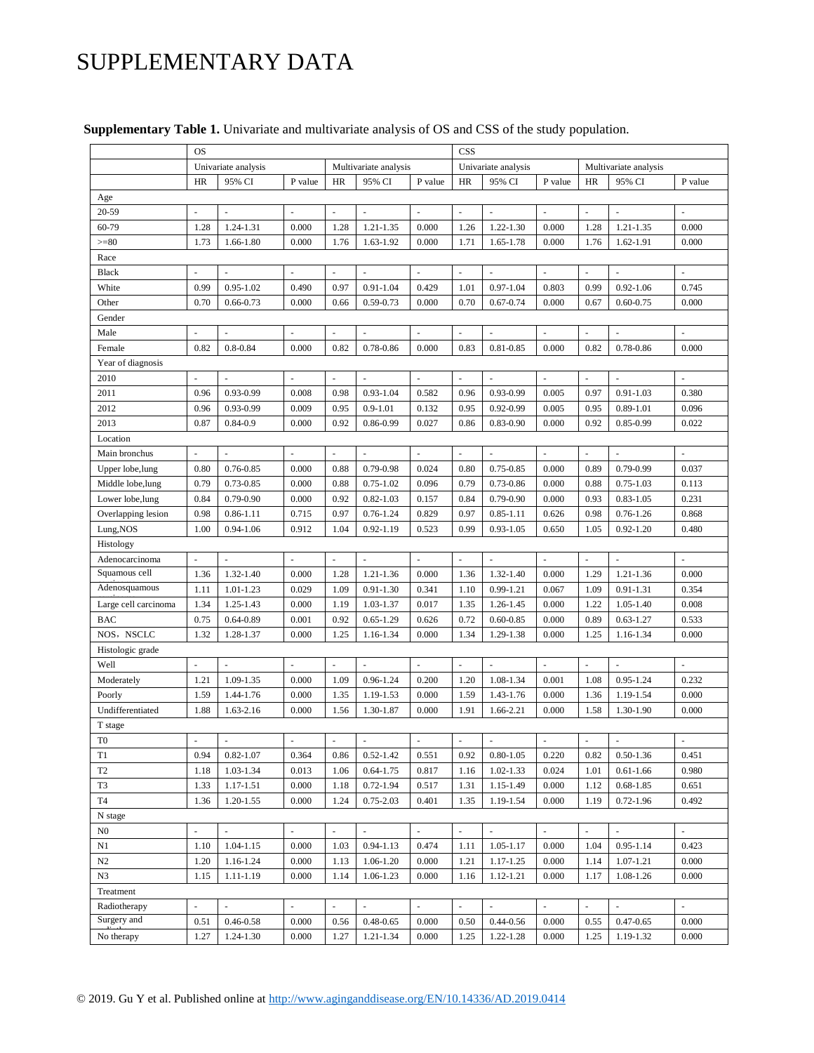# SUPPLEMENTARY DATA

**Supplementary Table 1.** Univariate and multivariate analysis of OS and CSS of the study population.

| | OS | | | | | | CSS | | | | | |
|---|---|---|---|---|---|---|---|---|---|---|---|---|
| | Univariate analysis | | | Multivariate analysis | | | Univariate analysis | | | Multivariate analysis | | |
| | HR | 95% CI | P value | HR | 95% CI | P value | HR | 95% CI | P value | HR | 95% CI | P value |
| Age | | | | | | | | | | | | |
| 20-59 | - | - | - | - | - | - | - | - | - | - | - | - |
| 60-79 | 1.28 | 1.24-1.31 | 0.000 | 1.28 | 1.21-1.35 | 0.000 | 1.26 | 1.22-1.30 | 0.000 | 1.28 | 1.21-1.35 | 0.000 |
| >=80 | 1.73 | 1.66-1.80 | 0.000 | 1.76 | 1.63-1.92 | 0.000 | 1.71 | 1.65-1.78 | 0.000 | 1.76 | 1.62-1.91 | 0.000 |
| Race | | | | | | | | | | | | |
| Black | - | - | - | - | - | - | - | - | - | - | - | - |
| White | 0.99 | 0.95-1.02 | 0.490 | 0.97 | 0.91-1.04 | 0.429 | 1.01 | 0.97-1.04 | 0.803 | 0.99 | 0.92-1.06 | 0.745 |
| Other | 0.70 | 0.66-0.73 | 0.000 | 0.66 | 0.59-0.73 | 0.000 | 0.70 | 0.67-0.74 | 0.000 | 0.67 | 0.60-0.75 | 0.000 |
| Gender | | | | | | | | | | | | |
| Male | - | - | - | - | - | - | - | - | - | - | - | - |
| Female | 0.82 | 0.8-0.84 | 0.000 | 0.82 | 0.78-0.86 | 0.000 | 0.83 | 0.81-0.85 | 0.000 | 0.82 | 0.78-0.86 | 0.000 |
| Year of diagnosis | | | | | | | | | | | | |
| 2010 | - | - | - | - | - | - | - | - | - | - | - | - |
| 2011 | 0.96 | 0.93-0.99 | 0.008 | 0.98 | 0.93-1.04 | 0.582 | 0.96 | 0.93-0.99 | 0.005 | 0.97 | 0.91-1.03 | 0.380 |
| 2012 | 0.96 | 0.93-0.99 | 0.009 | 0.95 | 0.9-1.01 | 0.132 | 0.95 | 0.92-0.99 | 0.005 | 0.95 | 0.89-1.01 | 0.096 |
| 2013 | 0.87 | 0.84-0.9 | 0.000 | 0.92 | 0.86-0.99 | 0.027 | 0.86 | 0.83-0.90 | 0.000 | 0.92 | 0.85-0.99 | 0.022 |
| Location | | | | | | | | | | | | |
| Main bronchus | - | - | - | - | - | - | - | - | - | - | - | - |
| Upper lobe,lung | 0.80 | 0.76-0.85 | 0.000 | 0.88 | 0.79-0.98 | 0.024 | 0.80 | 0.75-0.85 | 0.000 | 0.89 | 0.79-0.99 | 0.037 |
| Middle lobe,lung | 0.79 | 0.73-0.85 | 0.000 | 0.88 | 0.75-1.02 | 0.096 | 0.79 | 0.73-0.86 | 0.000 | 0.88 | 0.75-1.03 | 0.113 |
| Lower lobe,lung | 0.84 | 0.79-0.90 | 0.000 | 0.92 | 0.82-1.03 | 0.157 | 0.84 | 0.79-0.90 | 0.000 | 0.93 | 0.83-1.05 | 0.231 |
| Overlapping lesion | 0.98 | 0.86-1.11 | 0.715 | 0.97 | 0.76-1.24 | 0.829 | 0.97 | 0.85-1.11 | 0.626 | 0.98 | 0.76-1.26 | 0.868 |
| Lung,NOS | 1.00 | 0.94-1.06 | 0.912 | 1.04 | 0.92-1.19 | 0.523 | 0.99 | 0.93-1.05 | 0.650 | 1.05 | 0.92-1.20 | 0.480 |
| Histology | | | | | | | | | | | | |
| Adenocarcinoma | - | - | - | - | - | - | - | - | - | - | - | - |
| Squamous cell | 1.36 | 1.32-1.40 | 0.000 | 1.28 | 1.21-1.36 | 0.000 | 1.36 | 1.32-1.40 | 0.000 | 1.29 | 1.21-1.36 | 0.000 |
| Adenosquamous | 1.11 | 1.01-1.23 | 0.029 | 1.09 | 0.91-1.30 | 0.341 | 1.10 | 0.99-1.21 | 0.067 | 1.09 | 0.91-1.31 | 0.354 |
| Large cell carcinoma | 1.34 | 1.25-1.43 | 0.000 | 1.19 | 1.03-1.37 | 0.017 | 1.35 | 1.26-1.45 | 0.000 | 1.22 | 1.05-1.40 | 0.008 |
| BAC | 0.75 | 0.64-0.89 | 0.001 | 0.92 | 0.65-1.29 | 0.626 | 0.72 | 0.60-0.85 | 0.000 | 0.89 | 0.63-1.27 | 0.533 |
| NOS，NSCLC | 1.32 | 1.28-1.37 | 0.000 | 1.25 | 1.16-1.34 | 0.000 | 1.34 | 1.29-1.38 | 0.000 | 1.25 | 1.16-1.34 | 0.000 |
| Histologic grade | | | | | | | | | | | | |
| Well | - | - | - | - | - | - | - | - | - | - | - | - |
| Moderately | 1.21 | 1.09-1.35 | 0.000 | 1.09 | 0.96-1.24 | 0.200 | 1.20 | 1.08-1.34 | 0.001 | 1.08 | 0.95-1.24 | 0.232 |
| Poorly | 1.59 | 1.44-1.76 | 0.000 | 1.35 | 1.19-1.53 | 0.000 | 1.59 | 1.43-1.76 | 0.000 | 1.36 | 1.19-1.54 | 0.000 |
| Undifferentiated | 1.88 | 1.63-2.16 | 0.000 | 1.56 | 1.30-1.87 | 0.000 | 1.91 | 1.66-2.21 | 0.000 | 1.58 | 1.30-1.90 | 0.000 |
| T stage | | | | | | | | | | | | |
| T0 | - | - | - | - | - | - | - | - | - | - | - | - |
| T1 | 0.94 | 0.82-1.07 | 0.364 | 0.86 | 0.52-1.42 | 0.551 | 0.92 | 0.80-1.05 | 0.220 | 0.82 | 0.50-1.36 | 0.451 |
| T2 | 1.18 | 1.03-1.34 | 0.013 | 1.06 | 0.64-1.75 | 0.817 | 1.16 | 1.02-1.33 | 0.024 | 1.01 | 0.61-1.66 | 0.980 |
| T3 | 1.33 | 1.17-1.51 | 0.000 | 1.18 | 0.72-1.94 | 0.517 | 1.31 | 1.15-1.49 | 0.000 | 1.12 | 0.68-1.85 | 0.651 |
| T4 | 1.36 | 1.20-1.55 | 0.000 | 1.24 | 0.75-2.03 | 0.401 | 1.35 | 1.19-1.54 | 0.000 | 1.19 | 0.72-1.96 | 0.492 |
| N stage | | | | | | | | | | | | |
| N0 | - | - | - | - | - | - | - | - | - | - | - | - |
| N1 | 1.10 | 1.04-1.15 | 0.000 | 1.03 | 0.94-1.13 | 0.474 | 1.11 | 1.05-1.17 | 0.000 | 1.04 | 0.95-1.14 | 0.423 |
| N2 | 1.20 | 1.16-1.24 | 0.000 | 1.13 | 1.06-1.20 | 0.000 | 1.21 | 1.17-1.25 | 0.000 | 1.14 | 1.07-1.21 | 0.000 |
| N3 | 1.15 | 1.11-1.19 | 0.000 | 1.14 | 1.06-1.23 | 0.000 | 1.16 | 1.12-1.21 | 0.000 | 1.17 | 1.08-1.26 | 0.000 |
| Treatment | | | | | | | | | | | | |
| Radiotherapy | - | - | - | - | - | - | - | - | - | - | - | - |
| Surgery and radiotherapy | 0.51 | 0.46-0.58 | 0.000 | 0.56 | 0.48-0.65 | 0.000 | 0.50 | 0.44-0.56 | 0.000 | 0.55 | 0.47-0.65 | 0.000 |
| No therapy | 1.27 | 1.24-1.30 | 0.000 | 1.27 | 1.21-1.34 | 0.000 | 1.25 | 1.22-1.28 | 0.000 | 1.25 | 1.19-1.32 | 0.000 |

© 2019. Gu Y et al. Published online at http://www.aginganddisease.org/EN/10.14336/AD.2019.0414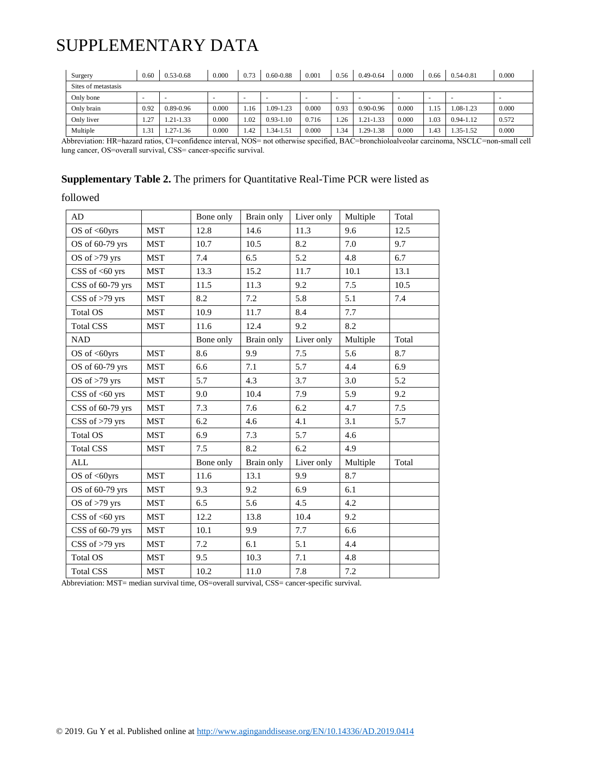# SUPPLEMENTARY DATA

| | | | | | | | | | | | | |
|---|---|---|---|---|---|---|---|---|---|---|---|---|
| Surgery | 0.60 | 0.53-0.68 | 0.000 | 0.73 | 0.60-0.88 | 0.001 | 0.56 | 0.49-0.64 | 0.000 | 0.66 | 0.54-0.81 | 0.000 |
| Sites of metastasis | | | | | | | | | | | | |
| Only bone | - | - | - | - | - | - | - | - | - | - | - | - |
| Only brain | 0.92 | 0.89-0.96 | 0.000 | 1.16 | 1.09-1.23 | 0.000 | 0.93 | 0.90-0.96 | 0.000 | 1.15 | 1.08-1.23 | 0.000 |
| Only liver | 1.27 | 1.21-1.33 | 0.000 | 1.02 | 0.93-1.10 | 0.716 | 1.26 | 1.21-1.33 | 0.000 | 1.03 | 0.94-1.12 | 0.572 |
| Multiple | 1.31 | 1.27-1.36 | 0.000 | 1.42 | 1.34-1.51 | 0.000 | 1.34 | 1.29-1.38 | 0.000 | 1.43 | 1.35-1.52 | 0.000 |

Abbreviation: HR=hazard ratios, CI=confidence interval, NOS= not otherwise specified, BAC=bronchioloalveolar carcinoma, NSCLC=non-small cell lung cancer, OS=overall survival, CSS= cancer-specific survival.

**Supplementary Table 2.** The primers for Quantitative Real-Time PCR were listed as followed

| AD | | Bone only | Brain only | Liver only | Multiple | Total |
|---|---|---|---|---|---|---|
| OS of <60yrs | MST | 12.8 | 14.6 | 11.3 | 9.6 | 12.5 |
| OS of 60-79 yrs | MST | 10.7 | 10.5 | 8.2 | 7.0 | 9.7 |
| OS of >79 yrs | MST | 7.4 | 6.5 | 5.2 | 4.8 | 6.7 |
| CSS of <60 yrs | MST | 13.3 | 15.2 | 11.7 | 10.1 | 13.1 |
| CSS of 60-79 yrs | MST | 11.5 | 11.3 | 9.2 | 7.5 | 10.5 |
| CSS of >79 yrs | MST | 8.2 | 7.2 | 5.8 | 5.1 | 7.4 |
| Total OS | MST | 10.9 | 11.7 | 8.4 | 7.7 | |
| Total CSS | MST | 11.6 | 12.4 | 9.2 | 8.2 | |
| NAD | | Bone only | Brain only | Liver only | Multiple | Total |
| OS of <60yrs | MST | 8.6 | 9.9 | 7.5 | 5.6 | 8.7 |
| OS of 60-79 yrs | MST | 6.6 | 7.1 | 5.7 | 4.4 | 6.9 |
| OS of >79 yrs | MST | 5.7 | 4.3 | 3.7 | 3.0 | 5.2 |
| CSS of <60 yrs | MST | 9.0 | 10.4 | 7.9 | 5.9 | 9.2 |
| CSS of 60-79 yrs | MST | 7.3 | 7.6 | 6.2 | 4.7 | 7.5 |
| CSS of >79 yrs | MST | 6.2 | 4.6 | 4.1 | 3.1 | 5.7 |
| Total OS | MST | 6.9 | 7.3 | 5.7 | 4.6 | |
| Total CSS | MST | 7.5 | 8.2 | 6.2 | 4.9 | |
| ALL | | Bone only | Brain only | Liver only | Multiple | Total |
| OS of <60yrs | MST | 11.6 | 13.1 | 9.9 | 8.7 | |
| OS of 60-79 yrs | MST | 9.3 | 9.2 | 6.9 | 6.1 | |
| OS of >79 yrs | MST | 6.5 | 5.6 | 4.5 | 4.2 | |
| CSS of <60 yrs | MST | 12.2 | 13.8 | 10.4 | 9.2 | |
| CSS of 60-79 yrs | MST | 10.1 | 9.9 | 7.7 | 6.6 | |
| CSS of >79 yrs | MST | 7.2 | 6.1 | 5.1 | 4.4 | |
| Total OS | MST | 9.5 | 10.3 | 7.1 | 4.8 | |
| Total CSS | MST | 10.2 | 11.0 | 7.8 | 7.2 | |

Abbreviation: MST= median survival time, OS=overall survival, CSS= cancer-specific survival.

© 2019. Gu Y et al. Published online at http://www.aginganddisease.org/EN/10.14336/AD.2019.0414